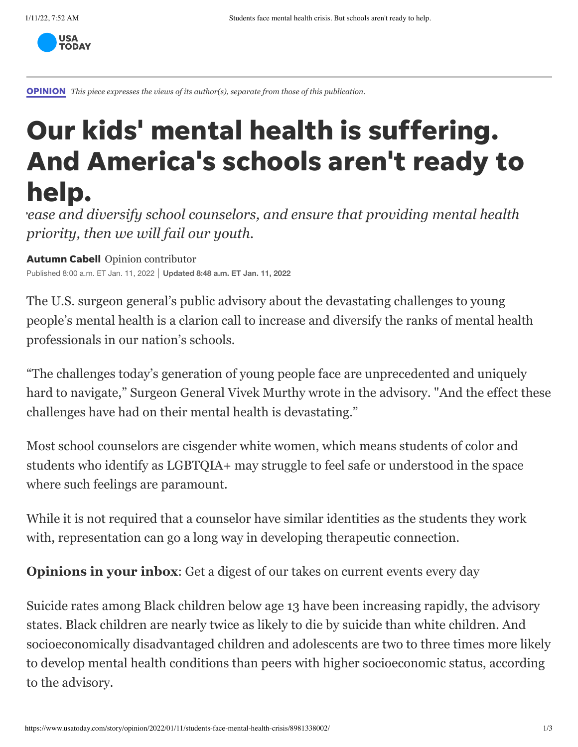**OPINION** *This piece expresses the views of its author(s), separate from those of this publication.*

# Our kids' mental health is suffering. And America's schools aren't ready to help.

*ease and diversify school counselors, and ensure that providing mental health priority, then we will fail our youth.*

**Autumn Cabell** Opinion contributor

Published 8:00 a.m. ET Jan. 11, 2022 | **Updated 8:48 a.m. ET Jan. 11, 2022**

The U.S. surgeon general's public advisory about the devastating challenges to young people's mental health is a clarion call to increase and diversify the ranks of mental health professionals in our nation's schools.

"The challenges today's generation of young people face are unprecedented and uniquely hard to navigate," Surgeon General Vivek Murthy wrote in the advisory. "And the effect these challenges have had on their mental health is devastating."

Most school counselors are cisgender white women, which means students of color and students who identify as LGBTQIA+ may struggle to feel safe or understood in the space where such feelings are paramount.

While it is not required that a counselor have similar identities as the students they work with, representation can go a long way in developing therapeutic connection.

**Opinions in your inbox**: Get a digest of our takes on current events every day

Suicide rates among Black children below age 13 have been increasing rapidly, the advisory states. Black children are nearly twice as likely to die by suicide than white children. And socioeconomically disadvantaged children and adolescents are two to three times more likely to develop mental health conditions than peers with higher socioeconomic status, according to the advisory.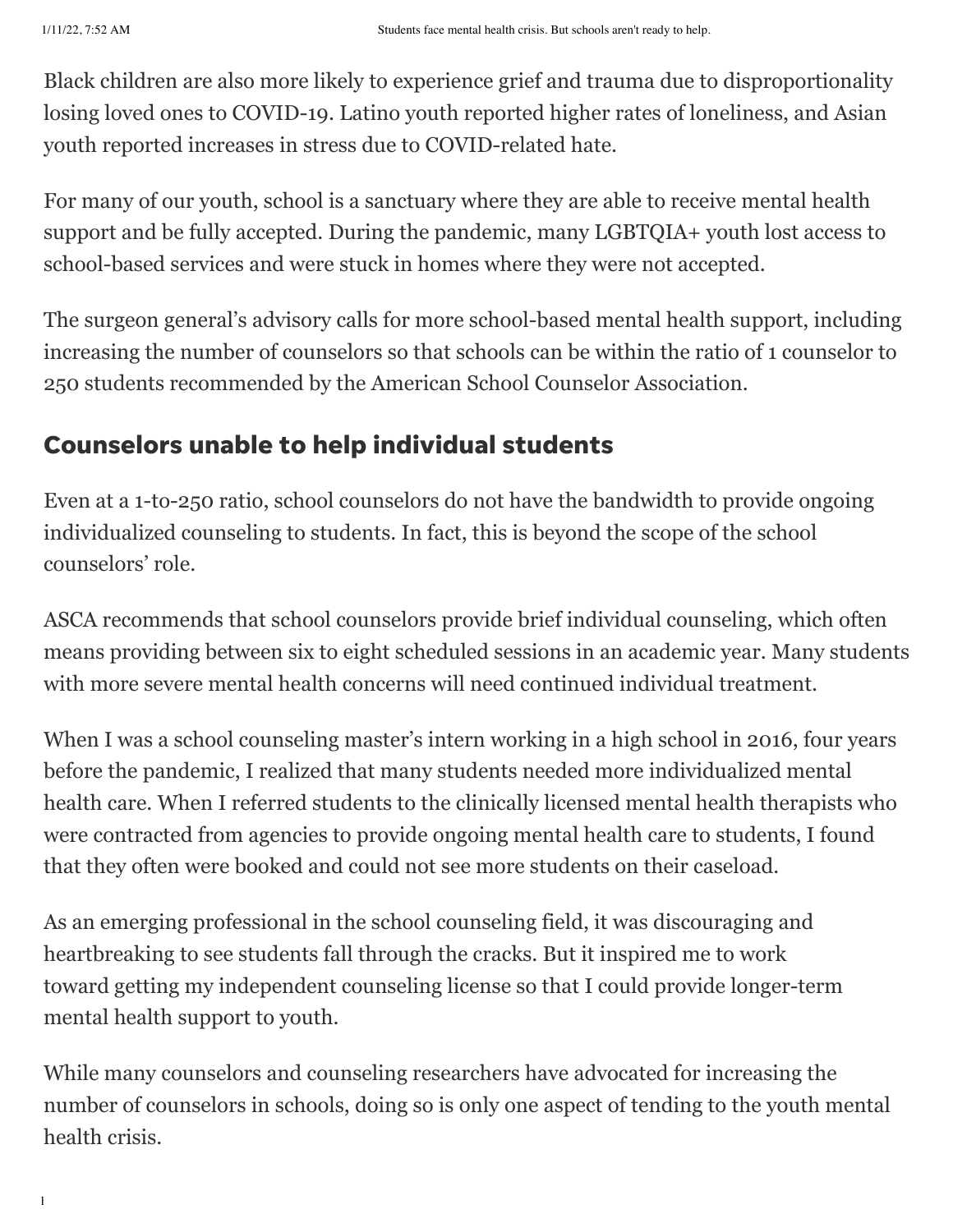Black children are also more likely to experience grief and trauma due to disproportionality losing loved ones to COVID-19. Latino youth reported higher rates of loneliness, and Asian youth reported increases in stress due to COVID-related hate.

For many of our youth, school is a sanctuary where they are able to receive mental health support and be fully accepted. During the pandemic, many LGBTQIA+ youth lost access to school-based services and were stuck in homes where they were not accepted.

The surgeon general's advisory calls for more school-based mental health support, including increasing the number of counselors so that schools can be within the ratio of 1 counselor to 250 students recommended by the American School Counselor Association.

## Counselors unable to help individual students

Even at a 1-to-250 ratio, school counselors do not have the bandwidth to provide ongoing individualized counseling to students. In fact, this is beyond the scope of the school counselors' role.

ASCA recommends that school counselors provide brief individual counseling, which often means providing between six to eight scheduled sessions in an academic year. Many students with more severe mental health concerns will need continued individual treatment.

When I was a school counseling master's intern working in a high school in 2016, four years before the pandemic, I realized that many students needed more individualized mental health care. When I referred students to the clinically licensed mental health therapists who were contracted from agencies to provide ongoing mental health care to students, I found that they often were booked and could not see more students on their caseload.

As an emerging professional in the school counseling field, it was discouraging and heartbreaking to see students fall through the cracks. But it inspired me to work toward getting my independent counseling license so that I could provide longer-term mental health support to youth.

While many counselors and counseling researchers have advocated for increasing the number of counselors in schools, doing so is only one aspect of tending to the youth mental health crisis.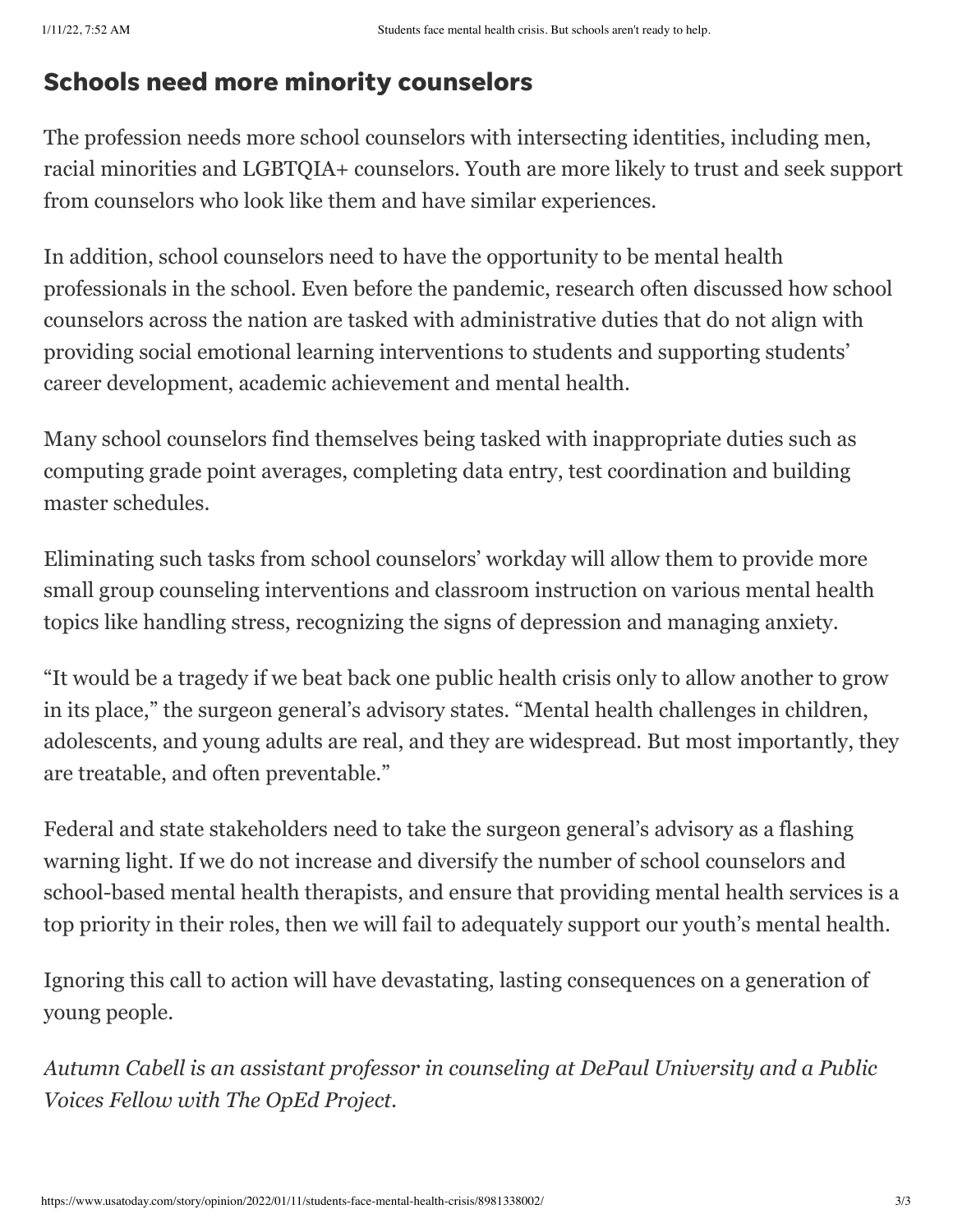## Schools need more minority counselors

The profession needs more school counselors with intersecting identities, including men, racial minorities and LGBTQIA+ counselors. Youth are more likely to trust and seek support from counselors who look like them and have similar experiences.

In addition, school counselors need to have the opportunity to be mental health professionals in the school. Even before the pandemic, research often discussed how school counselors across the nation are tasked with administrative duties that do not align with providing social emotional learning interventions to students and supporting students' career development, academic achievement and mental health.

Many school counselors find themselves being tasked with inappropriate duties such as computing grade point averages, completing data entry, test coordination and building master schedules.

Eliminating such tasks from school counselors' workday will allow them to provide more small group counseling interventions and classroom instruction on various mental health topics like handling stress, recognizing the signs of depression and managing anxiety.

"It would be a tragedy if we beat back one public health crisis only to allow another to grow in its place," the surgeon general's advisory states. "Mental health challenges in children, adolescents, and young adults are real, and they are widespread. But most importantly, they are treatable, and often preventable."

Federal and state stakeholders need to take the surgeon general's advisory as a flashing warning light. If we do not increase and diversify the number of school counselors and school-based mental health therapists, and ensure that providing mental health services is a top priority in their roles, then we will fail to adequately support our youth's mental health.

Ignoring this call to action will have devastating, lasting consequences on a generation of young people.

*Autumn Cabell is an assistant professor in counseling at DePaul University and a Public Voices Fellow with The OpEd Project.*